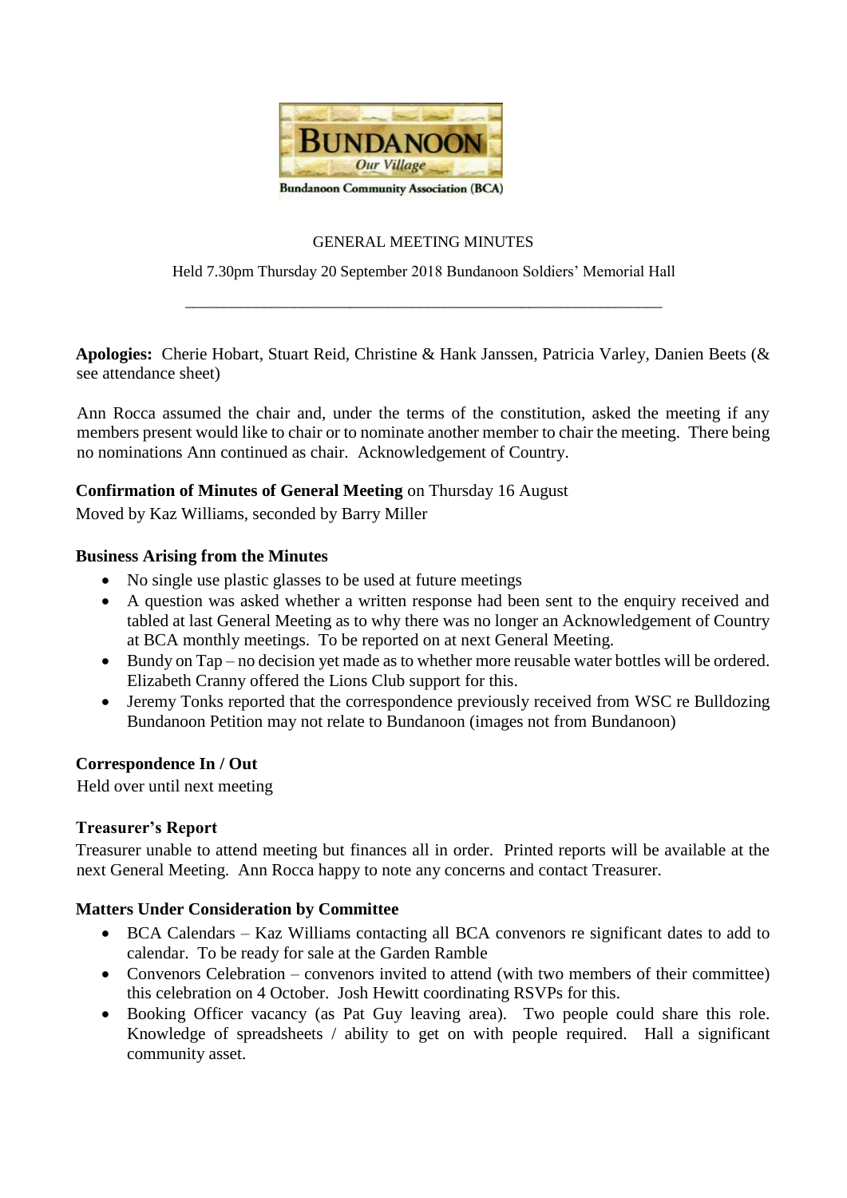BUNDANOON

*Our Village*

**Bundanoon Community Association (BCA)**

GENERAL MEETING MINUTES

Held 7.30pm Thursday 20 September 2018 Bundanoon Soldiers' Memorial Hall

---

**Apologies:** Cherie Hobart, Stuart Reid, Christine & Hank Janssen, Patricia Varley, Danien Beets (& see attendance sheet)

Ann Rocca assumed the chair and, under the terms of the constitution, asked the meeting if any members present would like to chair or to nominate another member to chair the meeting. There being no nominations Ann continued as chair. Acknowledgement of Country.

**Confirmation of Minutes of General Meeting** on Thursday 16 August

Moved by Kaz Williams, seconded by Barry Miller

**Business Arising from the Minutes**

- No single use plastic glasses to be used at future meetings
- A question was asked whether a written response had been sent to the enquiry received and tabled at last General Meeting as to why there was no longer an Acknowledgement of Country at BCA monthly meetings. To be reported on at next General Meeting.
- Bundy on Tap – no decision yet made as to whether more reusable water bottles will be ordered. Elizabeth Cranny offered the Lions Club support for this.
- Jeremy Tonks reported that the correspondence previously received from WSC re Bulldozing Bundanoon Petition may not relate to Bundanoon (images not from Bundanoon)

**Correspondence In / Out**

Held over until next meeting

**Treasurer's Report**

Treasurer unable to attend meeting but finances all in order. Printed reports will be available at the next General Meeting. Ann Rocca happy to note any concerns and contact Treasurer.

**Matters Under Consideration by Committee**

- BCA Calendars – Kaz Williams contacting all BCA convenors re significant dates to add to calendar. To be ready for sale at the Garden Ramble
- Convenors Celebration – convenors invited to attend (with two members of their committee) this celebration on 4 October. Josh Hewitt coordinating RSVPs for this.
- Booking Officer vacancy (as Pat Guy leaving area). Two people could share this role. Knowledge of spreadsheets / ability to get on with people required. Hall a significant community asset.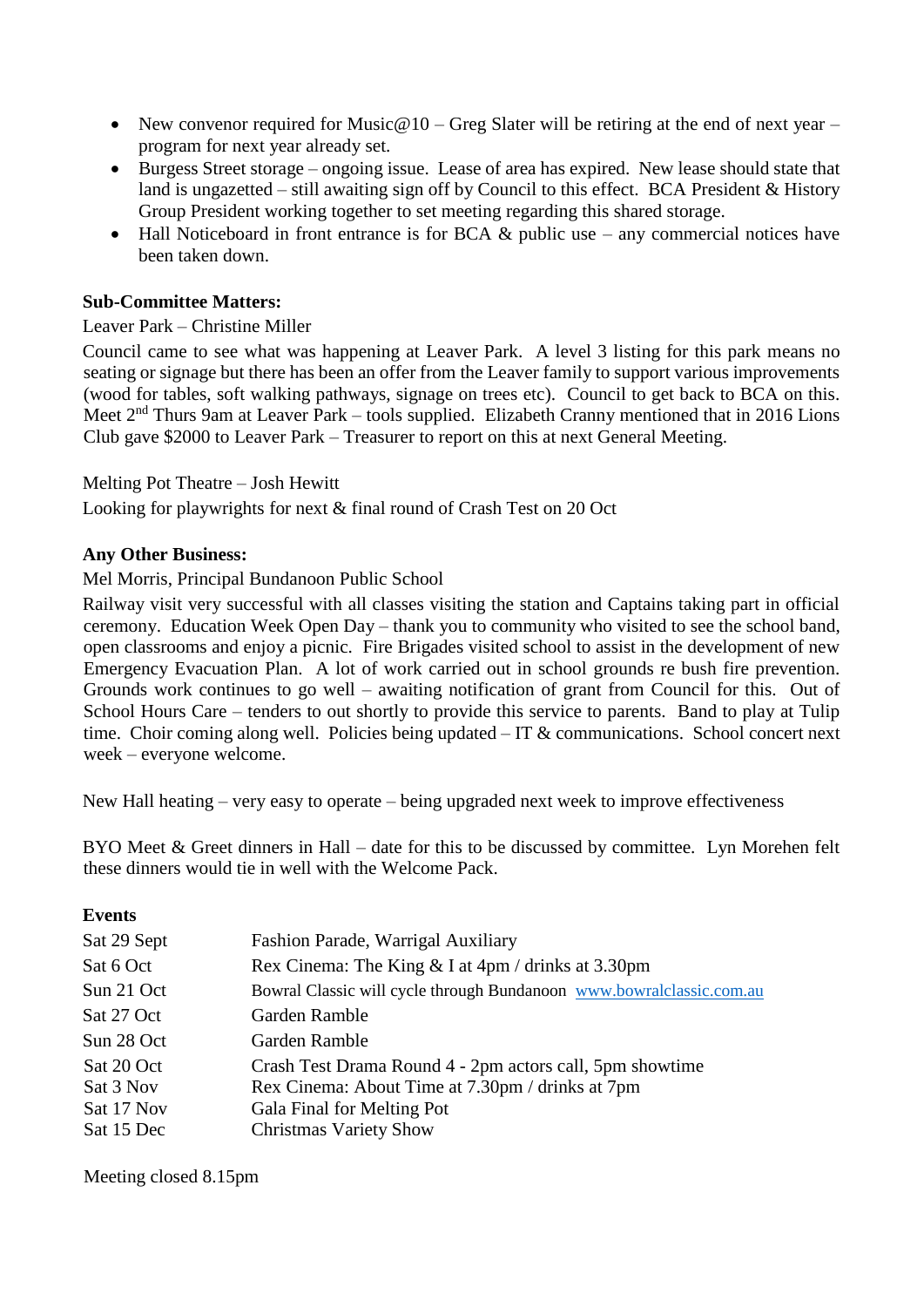- New convenor required for Music@10 – Greg Slater will be retiring at the end of next year – program for next year already set.
- Burgess Street storage – ongoing issue. Lease of area has expired. New lease should state that land is ungazetted – still awaiting sign off by Council to this effect. BCA President & History Group President working together to set meeting regarding this shared storage.
- Hall Noticeboard in front entrance is for BCA & public use – any commercial notices have been taken down.

**Sub-Committee Matters:**

Leaver Park – Christine Miller

Council came to see what was happening at Leaver Park. A level 3 listing for this park means no seating or signage but there has been an offer from the Leaver family to support various improvements (wood for tables, soft walking pathways, signage on trees etc). Council to get back to BCA on this. Meet 2nd Thurs 9am at Leaver Park – tools supplied. Elizabeth Cranny mentioned that in 2016 Lions Club gave $2000 to Leaver Park – Treasurer to report on this at next General Meeting.

Melting Pot Theatre – Josh Hewitt

Looking for playwrights for next & final round of Crash Test on 20 Oct

**Any Other Business:**

Mel Morris, Principal Bundanoon Public School

Railway visit very successful with all classes visiting the station and Captains taking part in official ceremony. Education Week Open Day – thank you to community who visited to see the school band, open classrooms and enjoy a picnic. Fire Brigades visited school to assist in the development of new Emergency Evacuation Plan. A lot of work carried out in school grounds re bush fire prevention. Grounds work continues to go well – awaiting notification of grant from Council for this. Out of School Hours Care – tenders to out shortly to provide this service to parents. Band to play at Tulip time. Choir coming along well. Policies being updated – IT & communications. School concert next week – everyone welcome.

New Hall heating – very easy to operate – being upgraded next week to improve effectiveness

BYO Meet & Greet dinners in Hall – date for this to be discussed by committee. Lyn Morehen felt these dinners would tie in well with the Welcome Pack.

**Events**

| | |
|---|---|
| Sat 29 Sept | Fashion Parade, Warrigal Auxiliary |
| Sat 6 Oct | Rex Cinema: The King & I at 4pm / drinks at 3.30pm |
| Sun 21 Oct | Bowral Classic will cycle through Bundanoon www.bowralclassic.com.au |
| Sat 27 Oct | Garden Ramble |
| Sun 28 Oct | Garden Ramble |
| Sat 20 Oct | Crash Test Drama Round 4 - 2pm actors call, 5pm showtime |
| Sat 3 Nov | Rex Cinema: About Time at 7.30pm / drinks at 7pm |
| Sat 17 Nov | Gala Final for Melting Pot |
| Sat 15 Dec | Christmas Variety Show |

Meeting closed 8.15pm